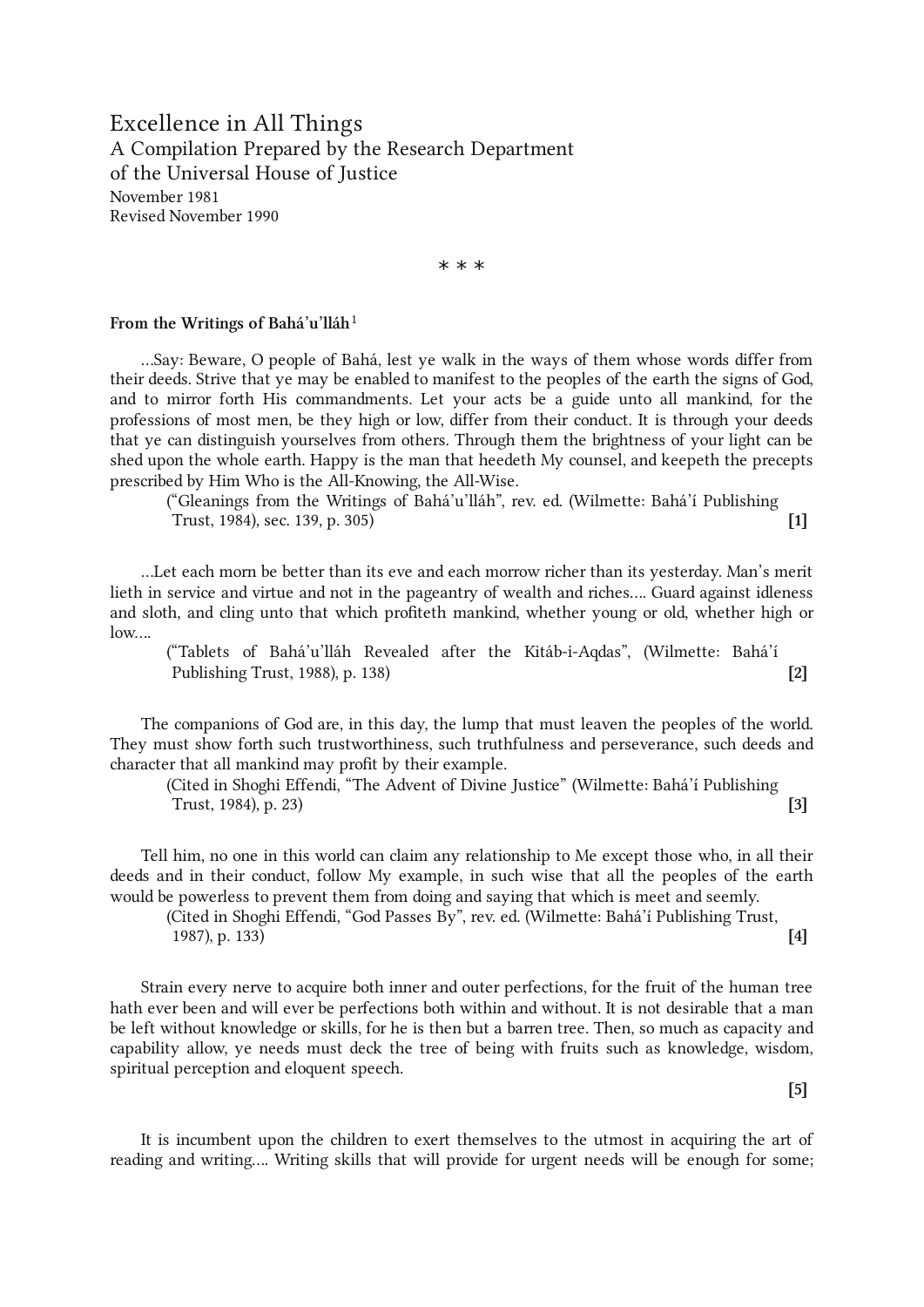# Excellence in All Things

A Compilation Prepared by the Research Department of the Universal House of Justice

November 1981

Revised November 1990

\* \* \*

### From the Writings of Bahá'u'lláh[1]

…Say: Beware, O people of Bahá, lest ye walk in the ways of them whose words differ from their deeds. Strive that ye may be enabled to manifest to the peoples of the earth the signs of God, and to mirror forth His commandments. Let your acts be a guide unto all mankind, for the professions of most men, be they high or low, differ from their conduct. It is through your deeds that ye can distinguish yourselves from others. Through them the brightness of your light can be shed upon the whole earth. Happy is the man that heedeth My counsel, and keepeth the precepts prescribed by Him Who is the All-Knowing, the All-Wise.

(“Gleanings from the Writings of Bahá'u'lláh”, rev. ed. (Wilmette: Bahá'í Publishing Trust, 1984), sec. 139, p. 305) **[1]**

…Let each morn be better than its eve and each morrow richer than its yesterday. Man's merit lieth in service and virtue and not in the pageantry of wealth and riches…. Guard against idleness and sloth, and cling unto that which profiteth mankind, whether young or old, whether high or low….

(“Tablets of Bahá'u'lláh Revealed after the Kitáb-i-Aqdas”, (Wilmette: Bahá'í Publishing Trust, 1988), p. 138) **[2]**

The companions of God are, in this day, the lump that must leaven the peoples of the world. They must show forth such trustworthiness, such truthfulness and perseverance, such deeds and character that all mankind may profit by their example.

(Cited in Shoghi Effendi, “The Advent of Divine Justice” (Wilmette: Bahá'í Publishing Trust, 1984), p. 23) **[3]**

Tell him, no one in this world can claim any relationship to Me except those who, in all their deeds and in their conduct, follow My example, in such wise that all the peoples of the earth would be powerless to prevent them from doing and saying that which is meet and seemly.

(Cited in Shoghi Effendi, “God Passes By”, rev. ed. (Wilmette: Bahá'í Publishing Trust, 1987), p. 133) **[4]**

Strain every nerve to acquire both inner and outer perfections, for the fruit of the human tree hath ever been and will ever be perfections both within and without. It is not desirable that a man be left without knowledge or skills, for he is then but a barren tree. Then, so much as capacity and capability allow, ye needs must deck the tree of being with fruits such as knowledge, wisdom, spiritual perception and eloquent speech.

**[5]**

It is incumbent upon the children to exert themselves to the utmost in acquiring the art of reading and writing…. Writing skills that will provide for urgent needs will be enough for some;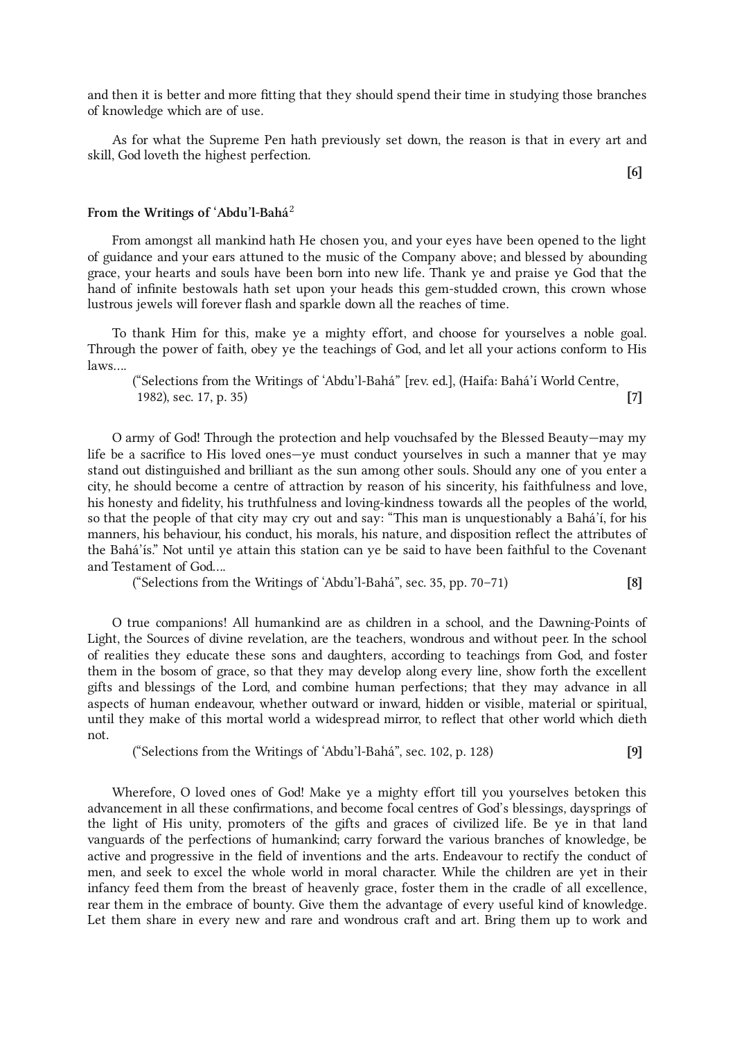and then it is better and more fitting that they should spend their time in studying those branches of knowledge which are of use.

As for what the Supreme Pen hath previously set down, the reason is that in every art and skill, God loveth the highest perfection.

**[6]**

### From the Writings of ʻAbdu'l-Bahá[2]

From amongst all mankind hath He chosen you, and your eyes have been opened to the light of guidance and your ears attuned to the music of the Company above; and blessed by abounding grace, your hearts and souls have been born into new life. Thank ye and praise ye God that the hand of infinite bestowals hath set upon your heads this gem-studded crown, this crown whose lustrous jewels will forever flash and sparkle down all the reaches of time.

To thank Him for this, make ye a mighty effort, and choose for yourselves a noble goal. Through the power of faith, obey ye the teachings of God, and let all your actions conform to His laws....

("Selections from the Writings of ʻAbdu'l-Bahá" [rev. ed.], (Haifa: Bahá'í World Centre, 1982), sec. 17, p. 35) **[7]**

O army of God! Through the protection and help vouchsafed by the Blessed Beauty—may my life be a sacrifice to His loved ones—ye must conduct yourselves in such a manner that ye may stand out distinguished and brilliant as the sun among other souls. Should any one of you enter a city, he should become a centre of attraction by reason of his sincerity, his faithfulness and love, his honesty and fidelity, his truthfulness and loving-kindness towards all the peoples of the world, so that the people of that city may cry out and say: "This man is unquestionably a Bahá'í, for his manners, his behaviour, his conduct, his morals, his nature, and disposition reflect the attributes of the Bahá'ís." Not until ye attain this station can ye be said to have been faithful to the Covenant and Testament of God....

("Selections from the Writings of ʻAbdu'l-Bahá", sec. 35, pp. 70–71) **[8]**

O true companions! All humankind are as children in a school, and the Dawning-Points of Light, the Sources of divine revelation, are the teachers, wondrous and without peer. In the school of realities they educate these sons and daughters, according to teachings from God, and foster them in the bosom of grace, so that they may develop along every line, show forth the excellent gifts and blessings of the Lord, and combine human perfections; that they may advance in all aspects of human endeavour, whether outward or inward, hidden or visible, material or spiritual, until they make of this mortal world a widespread mirror, to reflect that other world which dieth not.

("Selections from the Writings of ʻAbdu'l-Bahá", sec. 102, p. 128) **[9]**

Wherefore, O loved ones of God! Make ye a mighty effort till you yourselves betoken this advancement in all these confirmations, and become focal centres of God's blessings, daysprings of the light of His unity, promoters of the gifts and graces of civilized life. Be ye in that land vanguards of the perfections of humankind; carry forward the various branches of knowledge, be active and progressive in the field of inventions and the arts. Endeavour to rectify the conduct of men, and seek to excel the whole world in moral character. While the children are yet in their infancy feed them from the breast of heavenly grace, foster them in the cradle of all excellence, rear them in the embrace of bounty. Give them the advantage of every useful kind of knowledge. Let them share in every new and rare and wondrous craft and art. Bring them up to work and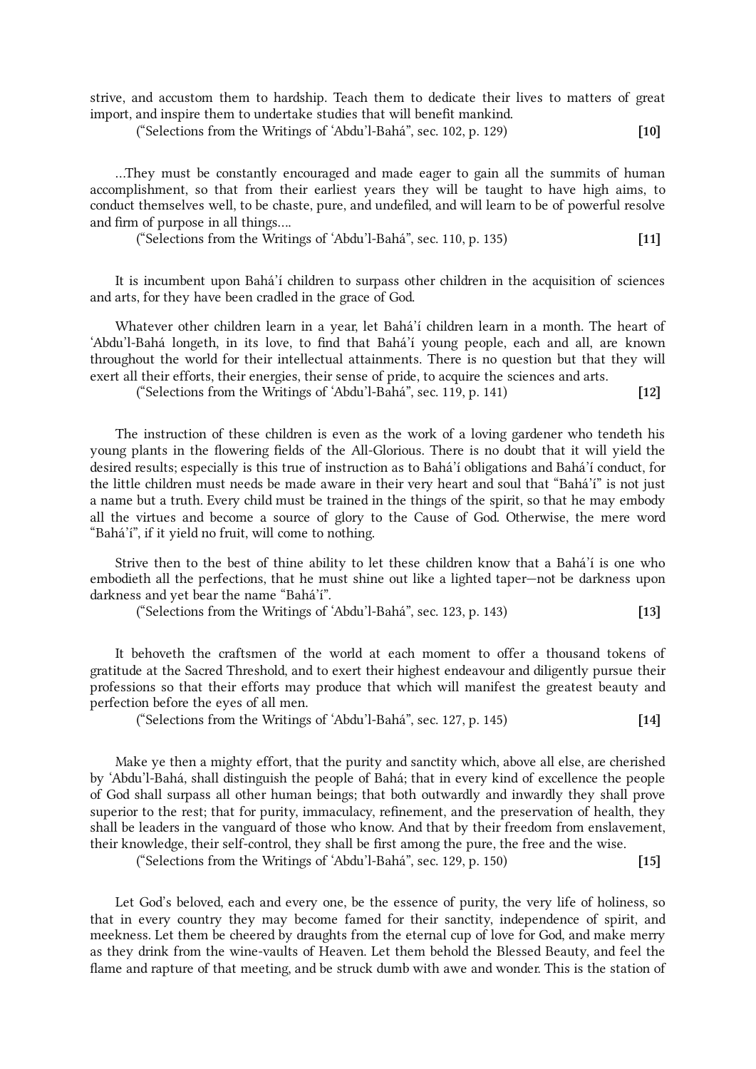strive, and accustom them to hardship. Teach them to dedicate their lives to matters of great import, and inspire them to undertake studies that will benefit mankind.

(“Selections from the Writings of ‘Abdu’l-Bahá”, sec. 102, p. 129) **[10]**

…They must be constantly encouraged and made eager to gain all the summits of human accomplishment, so that from their earliest years they will be taught to have high aims, to conduct themselves well, to be chaste, pure, and undefiled, and will learn to be of powerful resolve and firm of purpose in all things….

(“Selections from the Writings of ‘Abdu’l-Bahá”, sec. 110, p. 135) **[11]**

It is incumbent upon Bahá’í children to surpass other children in the acquisition of sciences and arts, for they have been cradled in the grace of God.

Whatever other children learn in a year, let Bahá’í children learn in a month. The heart of ‘Abdu’l-Bahá longeth, in its love, to find that Bahá’í young people, each and all, are known throughout the world for their intellectual attainments. There is no question but that they will exert all their efforts, their energies, their sense of pride, to acquire the sciences and arts.

(“Selections from the Writings of ‘Abdu’l-Bahá”, sec. 119, p. 141) **[12]**

The instruction of these children is even as the work of a loving gardener who tendeth his young plants in the flowering fields of the All-Glorious. There is no doubt that it will yield the desired results; especially is this true of instruction as to Bahá’í obligations and Bahá’í conduct, for the little children must needs be made aware in their very heart and soul that “Bahá’í” is not just a name but a truth. Every child must be trained in the things of the spirit, so that he may embody all the virtues and become a source of glory to the Cause of God. Otherwise, the mere word “Bahá’í”, if it yield no fruit, will come to nothing.

Strive then to the best of thine ability to let these children know that a Bahá’í is one who embodieth all the perfections, that he must shine out like a lighted taper—not be darkness upon darkness and yet bear the name “Bahá’í”.

(“Selections from the Writings of ‘Abdu’l-Bahá”, sec. 123, p. 143) **[13]**

It behoveth the craftsmen of the world at each moment to offer a thousand tokens of gratitude at the Sacred Threshold, and to exert their highest endeavour and diligently pursue their professions so that their efforts may produce that which will manifest the greatest beauty and perfection before the eyes of all men.

(“Selections from the Writings of ‘Abdu’l-Bahá”, sec. 127, p. 145) **[14]**

Make ye then a mighty effort, that the purity and sanctity which, above all else, are cherished by ‘Abdu’l-Bahá, shall distinguish the people of Bahá; that in every kind of excellence the people of God shall surpass all other human beings; that both outwardly and inwardly they shall prove superior to the rest; that for purity, immaculacy, refinement, and the preservation of health, they shall be leaders in the vanguard of those who know. And that by their freedom from enslavement, their knowledge, their self-control, they shall be first among the pure, the free and the wise.

(“Selections from the Writings of ‘Abdu’l-Bahá”, sec. 129, p. 150) **[15]**

Let God’s beloved, each and every one, be the essence of purity, the very life of holiness, so that in every country they may become famed for their sanctity, independence of spirit, and meekness. Let them be cheered by draughts from the eternal cup of love for God, and make merry as they drink from the wine-vaults of Heaven. Let them behold the Blessed Beauty, and feel the flame and rapture of that meeting, and be struck dumb with awe and wonder. This is the station of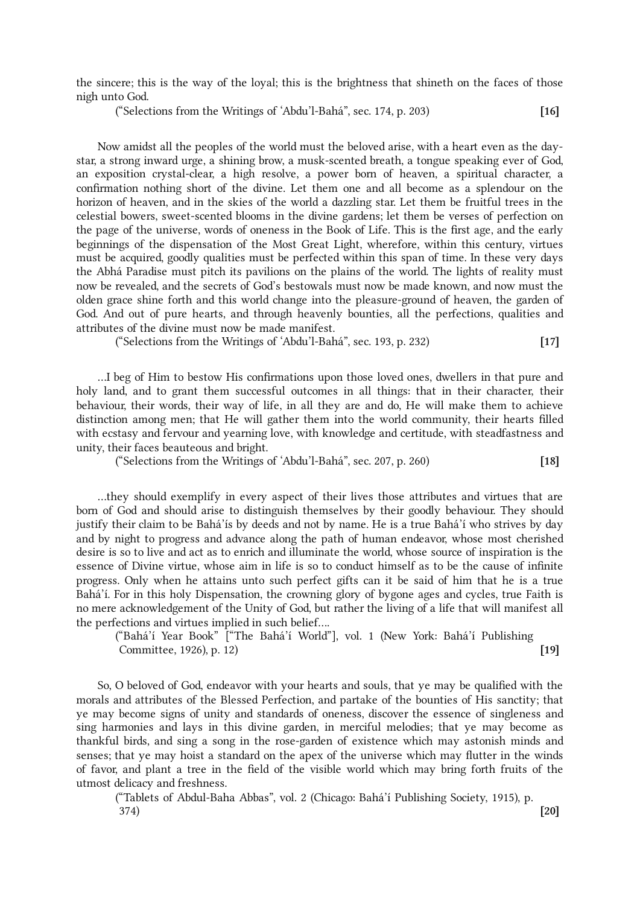the sincere; this is the way of the loyal; this is the brightness that shineth on the faces of those nigh unto God.

("Selections from the Writings of 'Abdu'l-Bahá", sec. 174, p. 203) **[16]**

Now amidst all the peoples of the world must the beloved arise, with a heart even as the day-star, a strong inward urge, a shining brow, a musk-scented breath, a tongue speaking ever of God, an exposition crystal-clear, a high resolve, a power born of heaven, a spiritual character, a confirmation nothing short of the divine. Let them one and all become as a splendour on the horizon of heaven, and in the skies of the world a dazzling star. Let them be fruitful trees in the celestial bowers, sweet-scented blooms in the divine gardens; let them be verses of perfection on the page of the universe, words of oneness in the Book of Life. This is the first age, and the early beginnings of the dispensation of the Most Great Light, wherefore, within this century, virtues must be acquired, goodly qualities must be perfected within this span of time. In these very days the Abhá Paradise must pitch its pavilions on the plains of the world. The lights of reality must now be revealed, and the secrets of God's bestowals must now be made known, and now must the olden grace shine forth and this world change into the pleasure-ground of heaven, the garden of God. And out of pure hearts, and through heavenly bounties, all the perfections, qualities and attributes of the divine must now be made manifest.

("Selections from the Writings of 'Abdu'l-Bahá", sec. 193, p. 232) **[17]**

...I beg of Him to bestow His confirmations upon those loved ones, dwellers in that pure and holy land, and to grant them successful outcomes in all things: that in their character, their behaviour, their words, their way of life, in all they are and do, He will make them to achieve distinction among men; that He will gather them into the world community, their hearts filled with ecstasy and fervour and yearning love, with knowledge and certitude, with steadfastness and unity, their faces beauteous and bright.

("Selections from the Writings of 'Abdu'l-Bahá", sec. 207, p. 260) **[18]**

...they should exemplify in every aspect of their lives those attributes and virtues that are born of God and should arise to distinguish themselves by their goodly behaviour. They should justify their claim to be Bahá'ís by deeds and not by name. He is a true Bahá'í who strives by day and by night to progress and advance along the path of human endeavor, whose most cherished desire is so to live and act as to enrich and illuminate the world, whose source of inspiration is the essence of Divine virtue, whose aim in life is so to conduct himself as to be the cause of infinite progress. Only when he attains unto such perfect gifts can it be said of him that he is a true Bahá'í. For in this holy Dispensation, the crowning glory of bygone ages and cycles, true Faith is no mere acknowledgement of the Unity of God, but rather the living of a life that will manifest all the perfections and virtues implied in such belief....

("Bahá'í Year Book" ["The Bahá'í World"], vol. 1 (New York: Bahá'í Publishing Committee, 1926), p. 12) **[19]**

So, O beloved of God, endeavor with your hearts and souls, that ye may be qualified with the morals and attributes of the Blessed Perfection, and partake of the bounties of His sanctity; that ye may become signs of unity and standards of oneness, discover the essence of singleness and sing harmonies and lays in this divine garden, in merciful melodies; that ye may become as thankful birds, and sing a song in the rose-garden of existence which may astonish minds and senses; that ye may hoist a standard on the apex of the universe which may flutter in the winds of favor, and plant a tree in the field of the visible world which may bring forth fruits of the utmost delicacy and freshness.

("Tablets of Abdul-Baha Abbas", vol. 2 (Chicago: Bahá'í Publishing Society, 1915), p. 374) **[20]**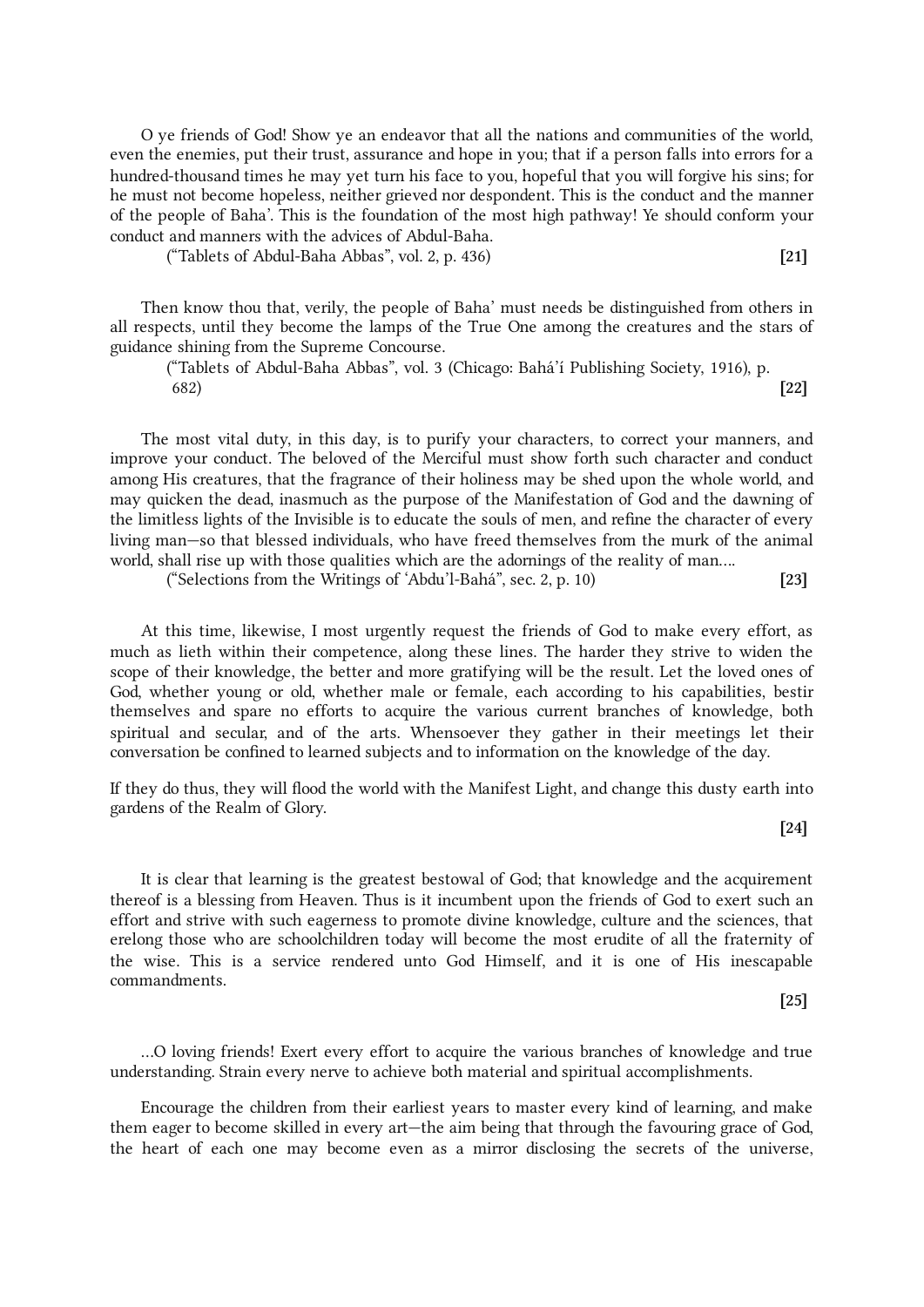O ye friends of God! Show ye an endeavor that all the nations and communities of the world, even the enemies, put their trust, assurance and hope in you; that if a person falls into errors for a hundred-thousand times he may yet turn his face to you, hopeful that you will forgive his sins; for he must not become hopeless, neither grieved nor despondent. This is the conduct and the manner of the people of Baha'. This is the foundation of the most high pathway! Ye should conform your conduct and manners with the advices of Abdul-Baha.

("Tablets of Abdul-Baha Abbas", vol. 2, p. 436) **[21]**

Then know thou that, verily, the people of Baha' must needs be distinguished from others in all respects, until they become the lamps of the True One among the creatures and the stars of guidance shining from the Supreme Concourse.

("Tablets of Abdul-Baha Abbas", vol. 3 (Chicago: Bahá'í Publishing Society, 1916), p. 682) **[22]**

The most vital duty, in this day, is to purify your characters, to correct your manners, and improve your conduct. The beloved of the Merciful must show forth such character and conduct among His creatures, that the fragrance of their holiness may be shed upon the whole world, and may quicken the dead, inasmuch as the purpose of the Manifestation of God and the dawning of the limitless lights of the Invisible is to educate the souls of men, and refine the character of every living man—so that blessed individuals, who have freed themselves from the murk of the animal world, shall rise up with those qualities which are the adornings of the reality of man….

("Selections from the Writings of 'Abdu'l-Bahá", sec. 2, p. 10) **[23]**

At this time, likewise, I most urgently request the friends of God to make every effort, as much as lieth within their competence, along these lines. The harder they strive to widen the scope of their knowledge, the better and more gratifying will be the result. Let the loved ones of God, whether young or old, whether male or female, each according to his capabilities, bestir themselves and spare no efforts to acquire the various current branches of knowledge, both spiritual and secular, and of the arts. Whensoever they gather in their meetings let their conversation be confined to learned subjects and to information on the knowledge of the day.

If they do thus, they will flood the world with the Manifest Light, and change this dusty earth into gardens of the Realm of Glory.

**[24]**

It is clear that learning is the greatest bestowal of God; that knowledge and the acquirement thereof is a blessing from Heaven. Thus is it incumbent upon the friends of God to exert such an effort and strive with such eagerness to promote divine knowledge, culture and the sciences, that erelong those who are schoolchildren today will become the most erudite of all the fraternity of the wise. This is a service rendered unto God Himself, and it is one of His inescapable commandments.

**[25]**

…O loving friends! Exert every effort to acquire the various branches of knowledge and true understanding. Strain every nerve to achieve both material and spiritual accomplishments.

Encourage the children from their earliest years to master every kind of learning, and make them eager to become skilled in every art—the aim being that through the favouring grace of God, the heart of each one may become even as a mirror disclosing the secrets of the universe,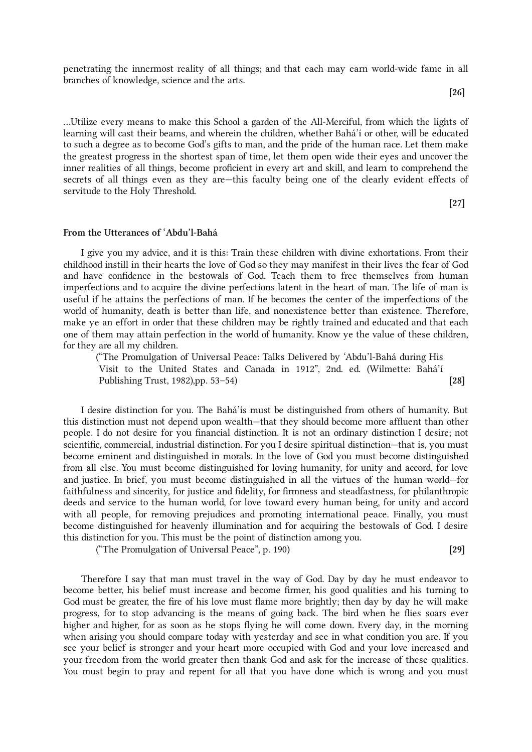penetrating the innermost reality of all things; and that each may earn world-wide fame in all branches of knowledge, science and the arts.

**[26]**

…Utilize every means to make this School a garden of the All-Merciful, from which the lights of learning will cast their beams, and wherein the children, whether Bahá'í or other, will be educated to such a degree as to become God's gifts to man, and the pride of the human race. Let them make the greatest progress in the shortest span of time, let them open wide their eyes and uncover the inner realities of all things, become proficient in every art and skill, and learn to comprehend the secrets of all things even as they are—this faculty being one of the clearly evident effects of servitude to the Holy Threshold.

**[27]**

### From the Utterances of 'Abdu'l-Bahá

I give you my advice, and it is this: Train these children with divine exhortations. From their childhood instill in their hearts the love of God so they may manifest in their lives the fear of God and have confidence in the bestowals of God. Teach them to free themselves from human imperfections and to acquire the divine perfections latent in the heart of man. The life of man is useful if he attains the perfections of man. If he becomes the center of the imperfections of the world of humanity, death is better than life, and nonexistence better than existence. Therefore, make ye an effort in order that these children may be rightly trained and educated and that each one of them may attain perfection in the world of humanity. Know ye the value of these children, for they are all my children.

("The Promulgation of Universal Peace: Talks Delivered by 'Abdu'l-Bahá during His Visit to the United States and Canada in 1912", 2nd. ed. (Wilmette: Bahá'í Publishing Trust, 1982),pp. 53–54) **[28]**

I desire distinction for you. The Bahá'ís must be distinguished from others of humanity. But this distinction must not depend upon wealth—that they should become more affluent than other people. I do not desire for you financial distinction. It is not an ordinary distinction I desire; not scientific, commercial, industrial distinction. For you I desire spiritual distinction—that is, you must become eminent and distinguished in morals. In the love of God you must become distinguished from all else. You must become distinguished for loving humanity, for unity and accord, for love and justice. In brief, you must become distinguished in all the virtues of the human world—for faithfulness and sincerity, for justice and fidelity, for firmness and steadfastness, for philanthropic deeds and service to the human world, for love toward every human being, for unity and accord with all people, for removing prejudices and promoting international peace. Finally, you must become distinguished for heavenly illumination and for acquiring the bestowals of God. I desire this distinction for you. This must be the point of distinction among you.

("The Promulgation of Universal Peace", p. 190) **[29]**

Therefore I say that man must travel in the way of God. Day by day he must endeavor to become better, his belief must increase and become firmer, his good qualities and his turning to God must be greater, the fire of his love must flame more brightly; then day by day he will make progress, for to stop advancing is the means of going back. The bird when he flies soars ever higher and higher, for as soon as he stops flying he will come down. Every day, in the morning when arising you should compare today with yesterday and see in what condition you are. If you see your belief is stronger and your heart more occupied with God and your love increased and your freedom from the world greater then thank God and ask for the increase of these qualities. You must begin to pray and repent for all that you have done which is wrong and you must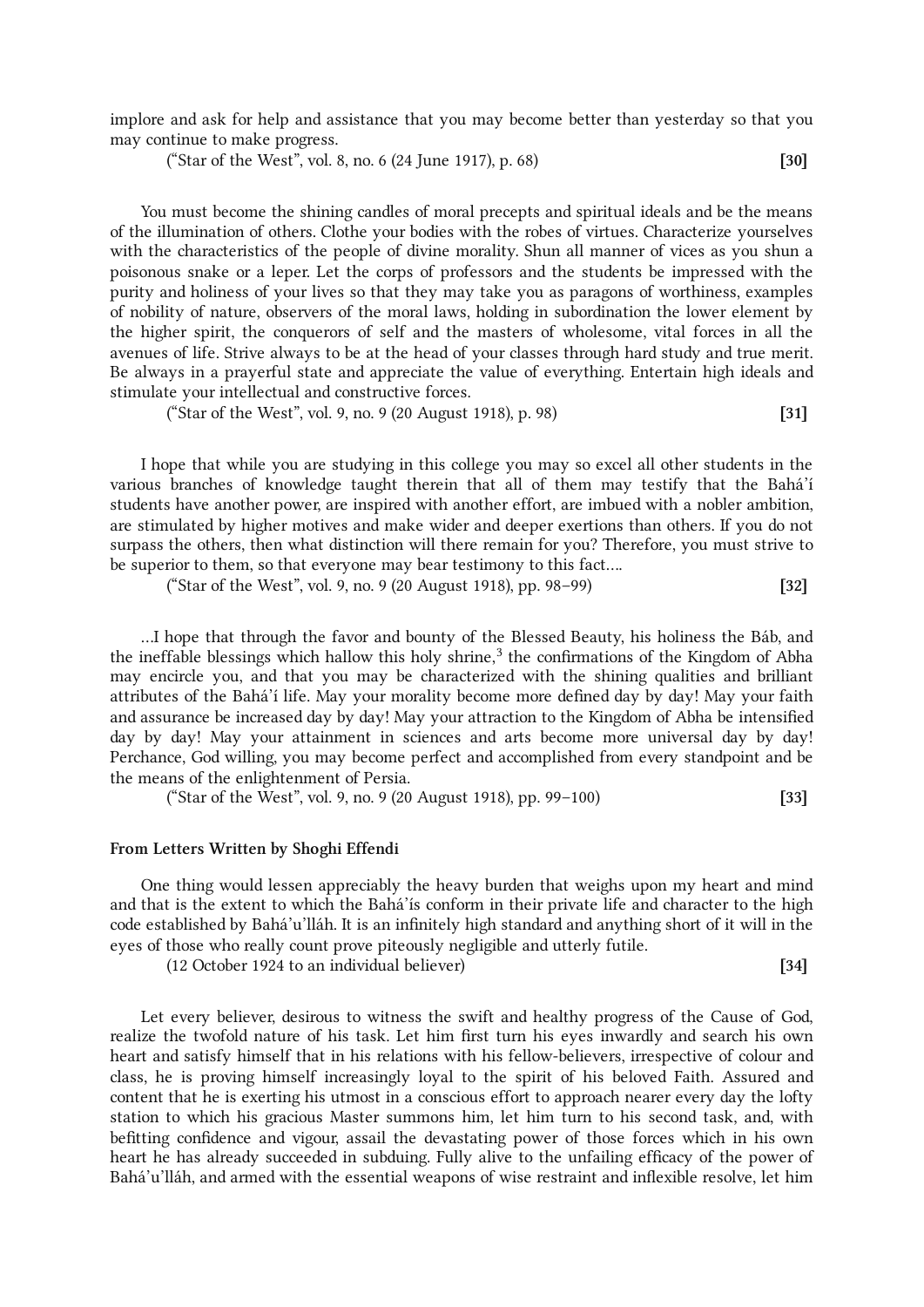implore and ask for help and assistance that you may become better than yesterday so that you may continue to make progress.

("Star of the West", vol. 8, no. 6 (24 June 1917), p. 68) **[30]**

You must become the shining candles of moral precepts and spiritual ideals and be the means of the illumination of others. Clothe your bodies with the robes of virtues. Characterize yourselves with the characteristics of the people of divine morality. Shun all manner of vices as you shun a poisonous snake or a leper. Let the corps of professors and the students be impressed with the purity and holiness of your lives so that they may take you as paragons of worthiness, examples of nobility of nature, observers of the moral laws, holding in subordination the lower element by the higher spirit, the conquerors of self and the masters of wholesome, vital forces in all the avenues of life. Strive always to be at the head of your classes through hard study and true merit. Be always in a prayerful state and appreciate the value of everything. Entertain high ideals and stimulate your intellectual and constructive forces.

("Star of the West", vol. 9, no. 9 (20 August 1918), p. 98) **[31]**

I hope that while you are studying in this college you may so excel all other students in the various branches of knowledge taught therein that all of them may testify that the Bahá'í students have another power, are inspired with another effort, are imbued with a nobler ambition, are stimulated by higher motives and make wider and deeper exertions than others. If you do not surpass the others, then what distinction will there remain for you? Therefore, you must strive to be superior to them, so that everyone may bear testimony to this fact….

("Star of the West", vol. 9, no. 9 (20 August 1918), pp. 98–99) **[32]**

…I hope that through the favor and bounty of the Blessed Beauty, his holiness the Báb, and the ineffable blessings which hallow this holy shrine,[3] the confirmations of the Kingdom of Abha may encircle you, and that you may be characterized with the shining qualities and brilliant attributes of the Bahá'í life. May your morality become more defined day by day! May your faith and assurance be increased day by day! May your attraction to the Kingdom of Abha be intensified day by day! May your attainment in sciences and arts become more universal day by day! Perchance, God willing, you may become perfect and accomplished from every standpoint and be the means of the enlightenment of Persia.

("Star of the West", vol. 9, no. 9 (20 August 1918), pp. 99–100) **[33]**

#### From Letters Written by Shoghi Effendi

One thing would lessen appreciably the heavy burden that weighs upon my heart and mind and that is the extent to which the Bahá'ís conform in their private life and character to the high code established by Bahá'u'lláh. It is an infinitely high standard and anything short of it will in the eyes of those who really count prove piteously negligible and utterly futile.

(12 October 1924 to an individual believer) **[34]**

Let every believer, desirous to witness the swift and healthy progress of the Cause of God, realize the twofold nature of his task. Let him first turn his eyes inwardly and search his own heart and satisfy himself that in his relations with his fellow-believers, irrespective of colour and class, he is proving himself increasingly loyal to the spirit of his beloved Faith. Assured and content that he is exerting his utmost in a conscious effort to approach nearer every day the lofty station to which his gracious Master summons him, let him turn to his second task, and, with befitting confidence and vigour, assail the devastating power of those forces which in his own heart he has already succeeded in subduing. Fully alive to the unfailing efficacy of the power of Bahá'u'lláh, and armed with the essential weapons of wise restraint and inflexible resolve, let him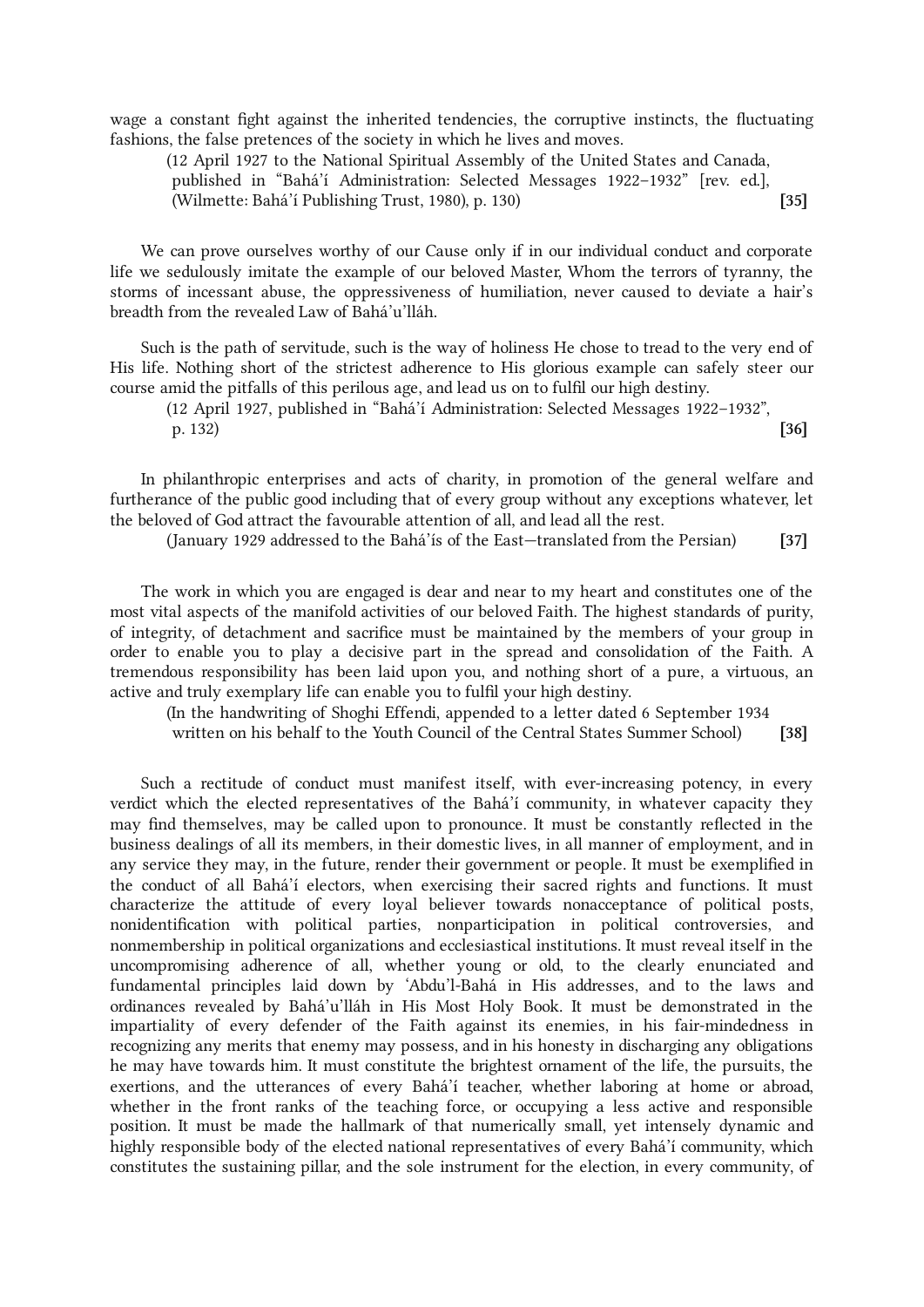wage a constant fight against the inherited tendencies, the corruptive instincts, the fluctuating fashions, the false pretences of the society in which he lives and moves.

(12 April 1927 to the National Spiritual Assembly of the United States and Canada, published in "Bahá'í Administration: Selected Messages 1922–1932" [rev. ed.], (Wilmette: Bahá'í Publishing Trust, 1980), p. 130) **[35]**

We can prove ourselves worthy of our Cause only if in our individual conduct and corporate life we sedulously imitate the example of our beloved Master, Whom the terrors of tyranny, the storms of incessant abuse, the oppressiveness of humiliation, never caused to deviate a hair's breadth from the revealed Law of Bahá'u'lláh.

Such is the path of servitude, such is the way of holiness He chose to tread to the very end of His life. Nothing short of the strictest adherence to His glorious example can safely steer our course amid the pitfalls of this perilous age, and lead us on to fulfil our high destiny.

(12 April 1927, published in "Bahá'í Administration: Selected Messages 1922–1932", p. 132) **[36]**

In philanthropic enterprises and acts of charity, in promotion of the general welfare and furtherance of the public good including that of every group without any exceptions whatever, let the beloved of God attract the favourable attention of all, and lead all the rest.

(January 1929 addressed to the Bahá'ís of the East—translated from the Persian) **[37]**

The work in which you are engaged is dear and near to my heart and constitutes one of the most vital aspects of the manifold activities of our beloved Faith. The highest standards of purity, of integrity, of detachment and sacrifice must be maintained by the members of your group in order to enable you to play a decisive part in the spread and consolidation of the Faith. A tremendous responsibility has been laid upon you, and nothing short of a pure, a virtuous, an active and truly exemplary life can enable you to fulfil your high destiny.

(In the handwriting of Shoghi Effendi, appended to a letter dated 6 September 1934 written on his behalf to the Youth Council of the Central States Summer School) **[38]**

Such a rectitude of conduct must manifest itself, with ever-increasing potency, in every verdict which the elected representatives of the Bahá'í community, in whatever capacity they may find themselves, may be called upon to pronounce. It must be constantly reflected in the business dealings of all its members, in their domestic lives, in all manner of employment, and in any service they may, in the future, render their government or people. It must be exemplified in the conduct of all Bahá'í electors, when exercising their sacred rights and functions. It must characterize the attitude of every loyal believer towards nonacceptance of political posts, nonidentification with political parties, nonparticipation in political controversies, and nonmembership in political organizations and ecclesiastical institutions. It must reveal itself in the uncompromising adherence of all, whether young or old, to the clearly enunciated and fundamental principles laid down by 'Abdu'l-Bahá in His addresses, and to the laws and ordinances revealed by Bahá'u'lláh in His Most Holy Book. It must be demonstrated in the impartiality of every defender of the Faith against its enemies, in his fair-mindedness in recognizing any merits that enemy may possess, and in his honesty in discharging any obligations he may have towards him. It must constitute the brightest ornament of the life, the pursuits, the exertions, and the utterances of every Bahá'í teacher, whether laboring at home or abroad, whether in the front ranks of the teaching force, or occupying a less active and responsible position. It must be made the hallmark of that numerically small, yet intensely dynamic and highly responsible body of the elected national representatives of every Bahá'í community, which constitutes the sustaining pillar, and the sole instrument for the election, in every community, of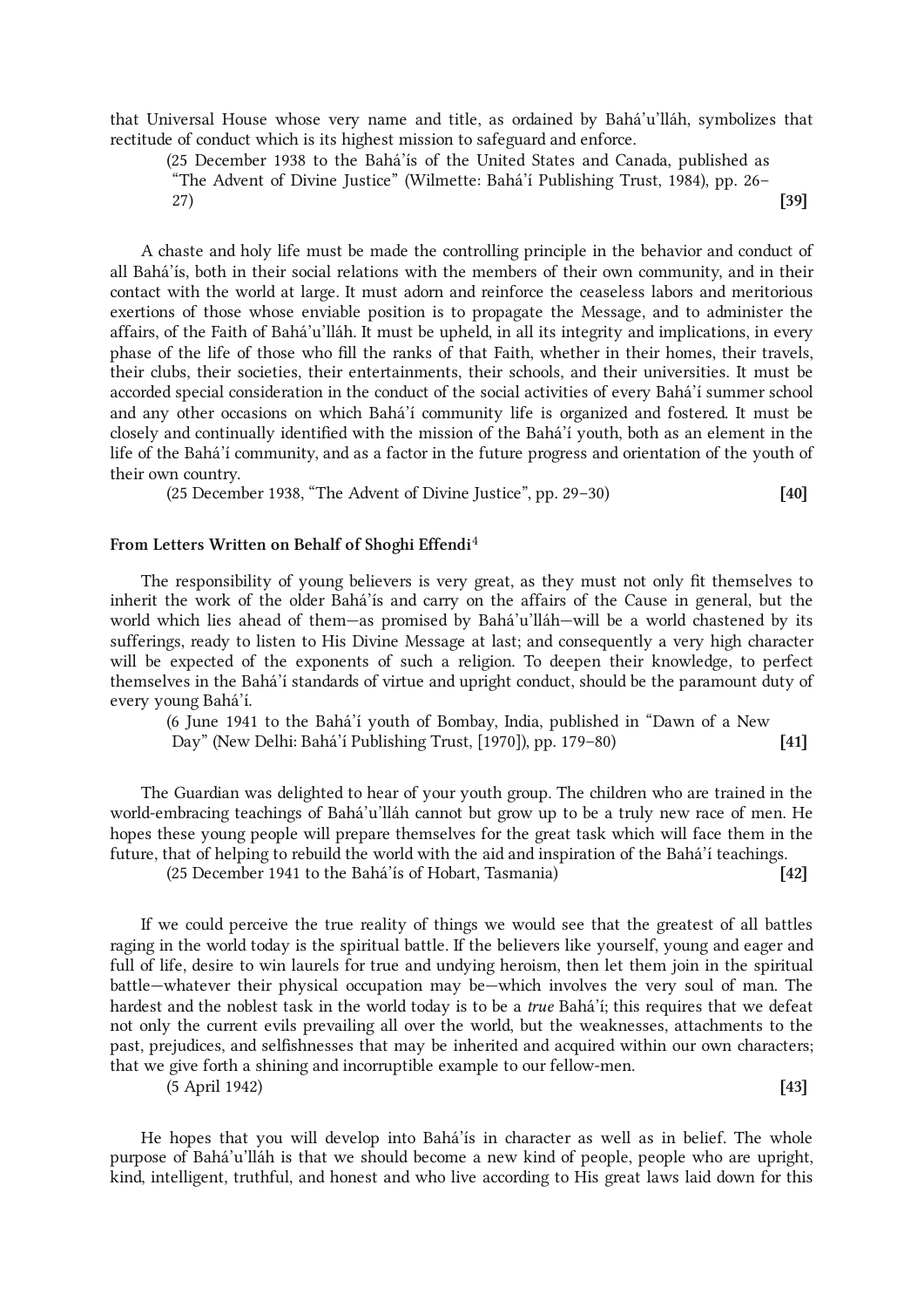that Universal House whose very name and title, as ordained by Bahá'u'lláh, symbolizes that rectitude of conduct which is its highest mission to safeguard and enforce.

(25 December 1938 to the Bahá'ís of the United States and Canada, published as "The Advent of Divine Justice" (Wilmette: Bahá'í Publishing Trust, 1984), pp. 26–27) **[39]**

A chaste and holy life must be made the controlling principle in the behavior and conduct of all Bahá'ís, both in their social relations with the members of their own community, and in their contact with the world at large. It must adorn and reinforce the ceaseless labors and meritorious exertions of those whose enviable position is to propagate the Message, and to administer the affairs, of the Faith of Bahá'u'lláh. It must be upheld, in all its integrity and implications, in every phase of the life of those who fill the ranks of that Faith, whether in their homes, their travels, their clubs, their societies, their entertainments, their schools, and their universities. It must be accorded special consideration in the conduct of the social activities of every Bahá'í summer school and any other occasions on which Bahá'í community life is organized and fostered. It must be closely and continually identified with the mission of the Bahá'í youth, both as an element in the life of the Bahá'í community, and as a factor in the future progress and orientation of the youth of their own country.

(25 December 1938, "The Advent of Divine Justice", pp. 29–30) **[40]**

### From Letters Written on Behalf of Shoghi Effendi[4]

The responsibility of young believers is very great, as they must not only fit themselves to inherit the work of the older Bahá'ís and carry on the affairs of the Cause in general, but the world which lies ahead of them—as promised by Bahá'u'lláh—will be a world chastened by its sufferings, ready to listen to His Divine Message at last; and consequently a very high character will be expected of the exponents of such a religion. To deepen their knowledge, to perfect themselves in the Bahá'í standards of virtue and upright conduct, should be the paramount duty of every young Bahá'í.

(6 June 1941 to the Bahá'í youth of Bombay, India, published in "Dawn of a New Day" (New Delhi: Bahá'í Publishing Trust, [1970]), pp. 179–80) **[41]**

The Guardian was delighted to hear of your youth group. The children who are trained in the world-embracing teachings of Bahá'u'lláh cannot but grow up to be a truly new race of men. He hopes these young people will prepare themselves for the great task which will face them in the future, that of helping to rebuild the world with the aid and inspiration of the Bahá'í teachings.

(25 December 1941 to the Bahá'ís of Hobart, Tasmania) **[42]**

If we could perceive the true reality of things we would see that the greatest of all battles raging in the world today is the spiritual battle. If the believers like yourself, young and eager and full of life, desire to win laurels for true and undying heroism, then let them join in the spiritual battle—whatever their physical occupation may be—which involves the very soul of man. The hardest and the noblest task in the world today is to be a *true* Bahá'í; this requires that we defeat not only the current evils prevailing all over the world, but the weaknesses, attachments to the past, prejudices, and selfishnesses that may be inherited and acquired within our own characters; that we give forth a shining and incorruptible example to our fellow-men.

(5 April 1942) **[43]**

He hopes that you will develop into Bahá'ís in character as well as in belief. The whole purpose of Bahá'u'lláh is that we should become a new kind of people, people who are upright, kind, intelligent, truthful, and honest and who live according to His great laws laid down for this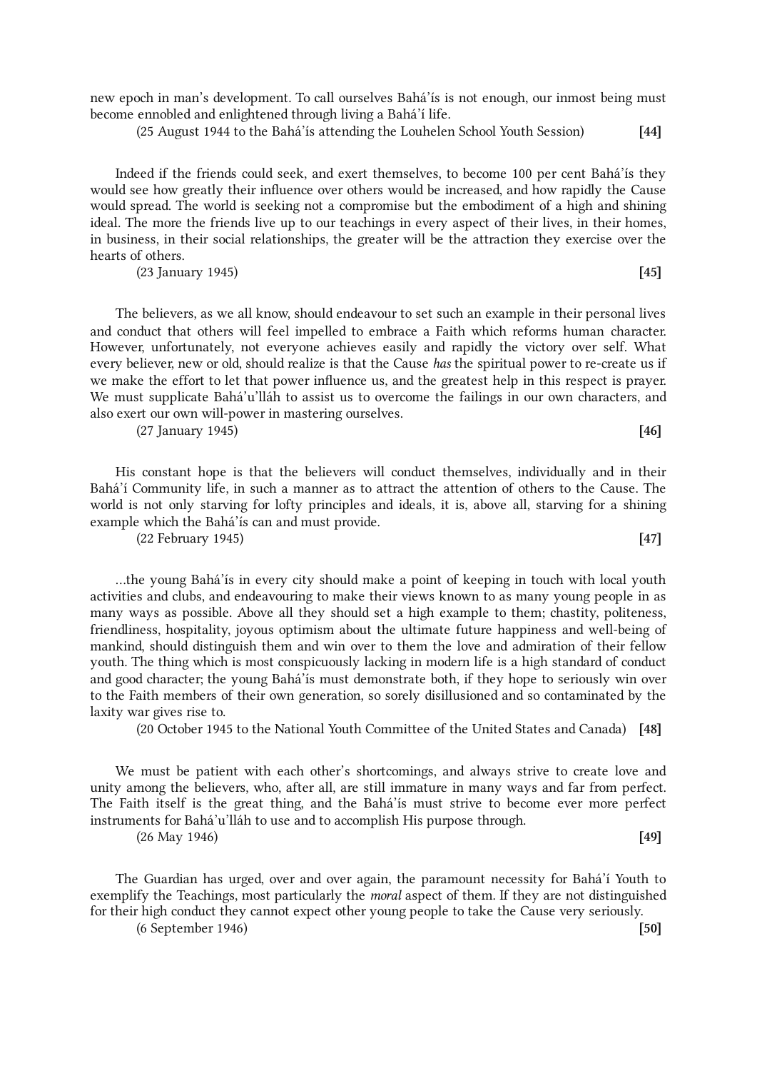new epoch in man's development. To call ourselves Bahá'ís is not enough, our inmost being must become ennobled and enlightened through living a Bahá'í life.

(25 August 1944 to the Bahá'ís attending the Louhelen School Youth Session) **[44]**

Indeed if the friends could seek, and exert themselves, to become 100 per cent Bahá'ís they would see how greatly their influence over others would be increased, and how rapidly the Cause would spread. The world is seeking not a compromise but the embodiment of a high and shining ideal. The more the friends live up to our teachings in every aspect of their lives, in their homes, in business, in their social relationships, the greater will be the attraction they exercise over the hearts of others.

(23 January 1945) **[45]**

The believers, as we all know, should endeavour to set such an example in their personal lives and conduct that others will feel impelled to embrace a Faith which reforms human character. However, unfortunately, not everyone achieves easily and rapidly the victory over self. What every believer, new or old, should realize is that the Cause *has* the spiritual power to re-create us if we make the effort to let that power influence us, and the greatest help in this respect is prayer. We must supplicate Bahá'u'lláh to assist us to overcome the failings in our own characters, and also exert our own will-power in mastering ourselves.

(27 January 1945) **[46]**

His constant hope is that the believers will conduct themselves, individually and in their Bahá'í Community life, in such a manner as to attract the attention of others to the Cause. The world is not only starving for lofty principles and ideals, it is, above all, starving for a shining example which the Bahá'ís can and must provide.

(22 February 1945) **[47]**

...the young Bahá'ís in every city should make a point of keeping in touch with local youth activities and clubs, and endeavouring to make their views known to as many young people in as many ways as possible. Above all they should set a high example to them; chastity, politeness, friendliness, hospitality, joyous optimism about the ultimate future happiness and well-being of mankind, should distinguish them and win over to them the love and admiration of their fellow youth. The thing which is most conspicuously lacking in modern life is a high standard of conduct and good character; the young Bahá'ís must demonstrate both, if they hope to seriously win over to the Faith members of their own generation, so sorely disillusioned and so contaminated by the laxity war gives rise to.

(20 October 1945 to the National Youth Committee of the United States and Canada) **[48]**

We must be patient with each other's shortcomings, and always strive to create love and unity among the believers, who, after all, are still immature in many ways and far from perfect. The Faith itself is the great thing, and the Bahá'ís must strive to become ever more perfect instruments for Bahá'u'lláh to use and to accomplish His purpose through.

(26 May 1946) **[49]**

The Guardian has urged, over and over again, the paramount necessity for Bahá'í Youth to exemplify the Teachings, most particularly the *moral* aspect of them. If they are not distinguished for their high conduct they cannot expect other young people to take the Cause very seriously.

(6 September 1946) **[50]**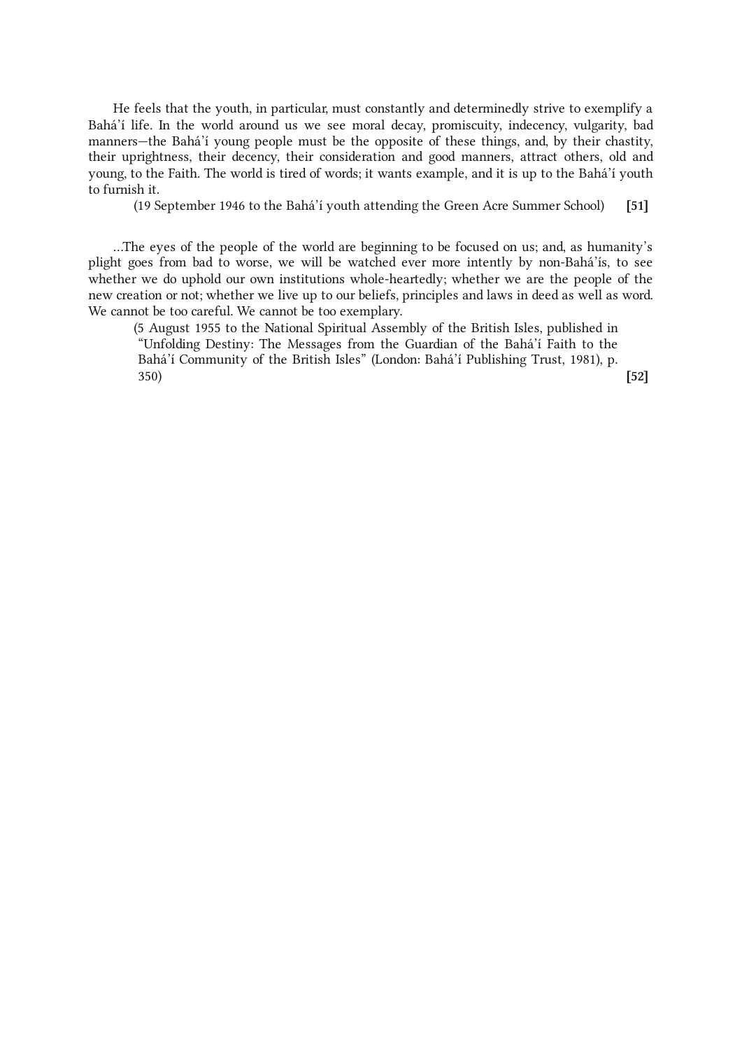He feels that the youth, in particular, must constantly and determinedly strive to exemplify a Bahá'í life. In the world around us we see moral decay, promiscuity, indecency, vulgarity, bad manners—the Bahá'í young people must be the opposite of these things, and, by their chastity, their uprightness, their decency, their consideration and good manners, attract others, old and young, to the Faith. The world is tired of words; it wants example, and it is up to the Bahá'í youth to furnish it.

(19 September 1946 to the Bahá'í youth attending the Green Acre Summer School) **[51]**

...The eyes of the people of the world are beginning to be focused on us; and, as humanity's plight goes from bad to worse, we will be watched ever more intently by non-Bahá'ís, to see whether we do uphold our own institutions whole-heartedly; whether we are the people of the new creation or not; whether we live up to our beliefs, principles and laws in deed as well as word. We cannot be too careful. We cannot be too exemplary.

(5 August 1955 to the National Spiritual Assembly of the British Isles, published in "Unfolding Destiny: The Messages from the Guardian of the Bahá'í Faith to the Bahá'í Community of the British Isles" (London: Bahá'í Publishing Trust, 1981), p. 350) **[52]**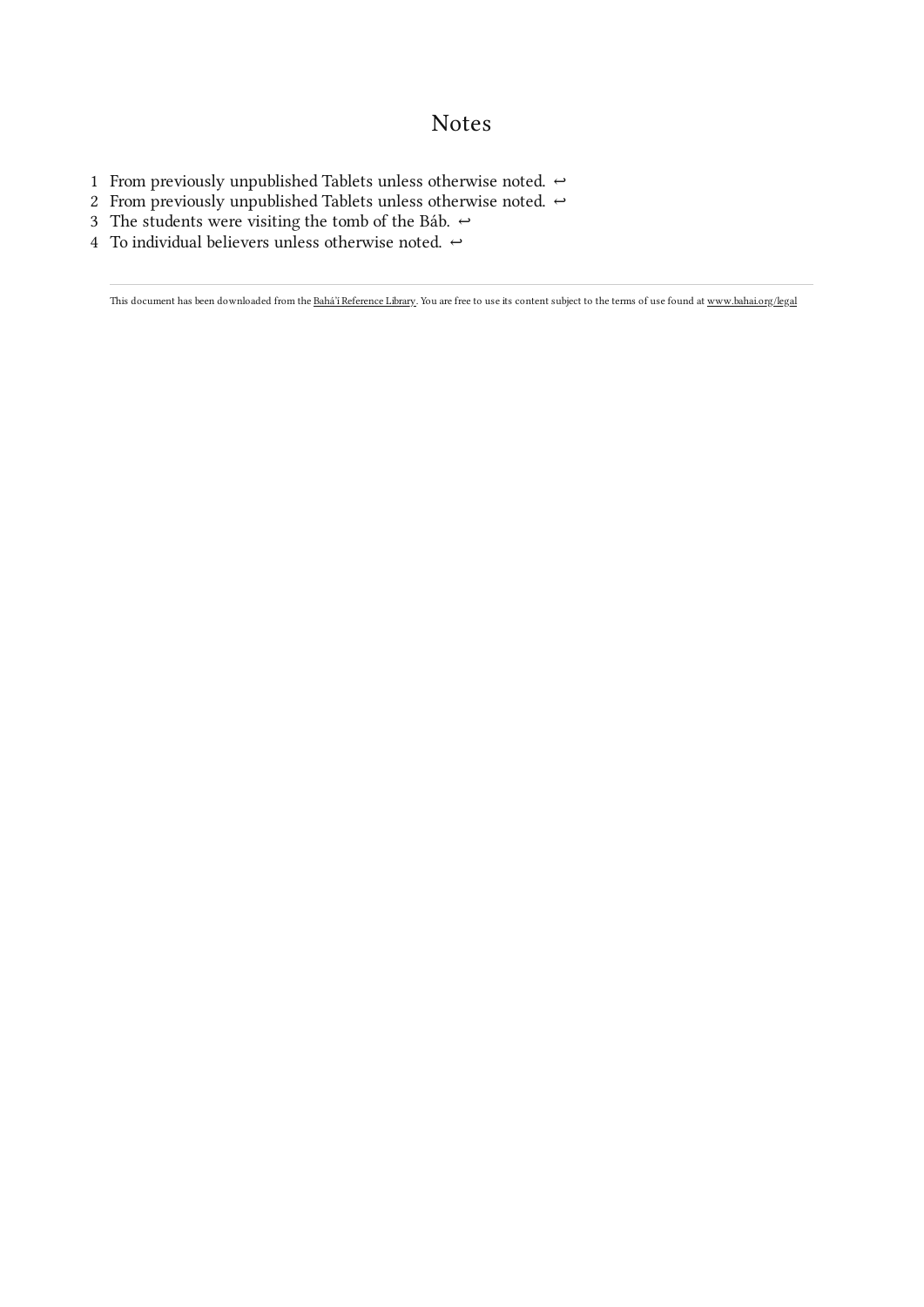# Notes

1. From previously unpublished Tablets unless otherwise noted. ↩
2. From previously unpublished Tablets unless otherwise noted. ↩
3. The students were visiting the tomb of the Báb. ↩
4. To individual believers unless otherwise noted. ↩

---

This document has been downloaded from the Bahá'í Reference Library. You are free to use its content subject to the terms of use found at www.bahai.org/legal